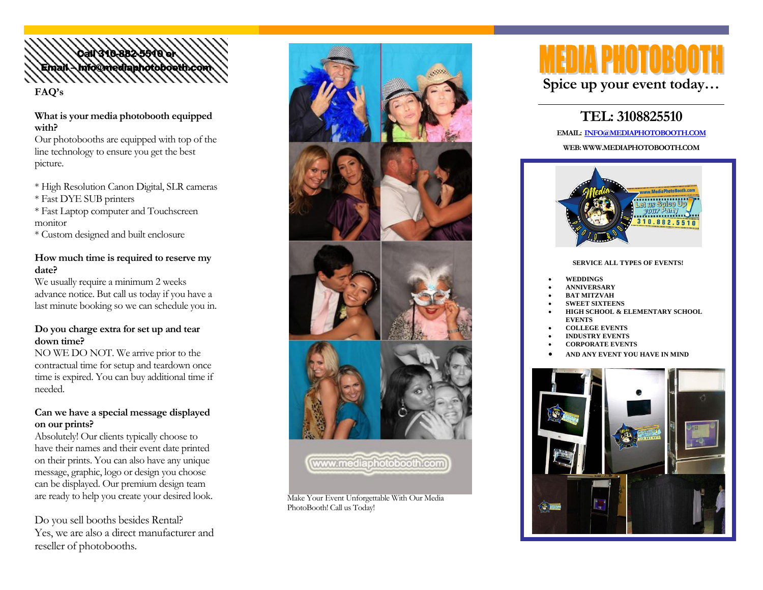**Call 310-882-5510 or Email – Info@mediaphotobooth.com**

## FAQ's

**What is your media photobooth equipped with?**

Our photobooths are equipped with top of the line technology to ensure you get the best picture.

* High Resolution Canon Digital, SLR cameras
* Fast DYE SUB printers
* Fast Laptop computer and Touchscreen monitor
* Custom designed and built enclosure

**How much time is required to reserve my date?**

We usually require a minimum 2 weeks advance notice. But call us today if you have a last minute booking so we can schedule you in.

**Do you charge extra for set up and tear down time?**

NO WE DO NOT. We arrive prior to the contractual time for setup and teardown once time is expired. You can buy additional time if needed.

**Can we have a special message displayed on our prints?**

Absolutely! Our clients typically choose to have their names and their event date printed on their prints. You can also have any unique message, graphic, logo or design you choose can be displayed. Our premium design team are ready to help you create your desired look.

Do you sell booths besides Rental?
Yes, we are also a direct manufacturer and reseller of photobooths.

www.mediaphotobooth.com

Make Your Event Unforgettable With Our Media PhotoBooth! Call us Today!

# MEDIA PHOTOBOOTH

## Spice up your event today…

## TEL: 3108825510

**EMAIL: INFO@MEDIAPHOTOBOOTH.COM**

**WEB: WWW.MEDIAPHOTOBOOTH.COM**

**SERVICE ALL TYPES OF EVENTS!**

- **WEDDINGS**
- **ANNIVERSARY**
- **BAT MITZVAH**
- **SWEET SIXTEENS**
- **HIGH SCHOOL & ELEMENTARY SCHOOL EVENTS**
- **COLLEGE EVENTS**
- **INDUSTRY EVENTS**
- **CORPORATE EVENTS**
- **AND ANY EVENT YOU HAVE IN MIND**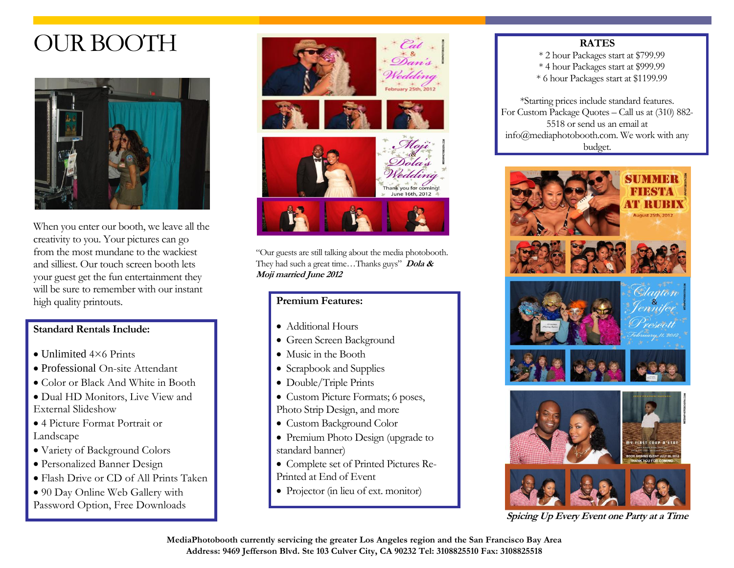# OUR BOOTH

When you enter our booth, we leave all the creativity to you. Your pictures can go from the most mundane to the wackiest and silliest. Our touch screen booth lets your guest get the fun entertainment they will be sure to remember with our instant high quality printouts.

**Standard Rentals Include:**

- Unlimited 4×6 Prints
- Professional On-site Attendant
- Color or Black And White in Booth
- Dual HD Monitors, Live View and External Slideshow
- 4 Picture Format Portrait or Landscape
- Variety of Background Colors
- Personalized Banner Design
- Flash Drive or CD of All Prints Taken
- 90 Day Online Web Gallery with Password Option, Free Downloads

"Our guests are still talking about the media photobooth. They had such a great time…Thanks guys" ***Dola & Moji married June 2012***

**Premium Features:**

- Additional Hours
- Green Screen Background
- Music in the Booth
- Scrapbook and Supplies
- Double/Triple Prints
- Custom Picture Formats; 6 poses, Photo Strip Design, and more
- Custom Background Color
- Premium Photo Design (upgrade to standard banner)
- Complete set of Printed Pictures Re-Printed at End of Event
- Projector (in lieu of ext. monitor)

**RATES**

* 2 hour Packages start at $799.99
* 4 hour Packages start at $999.99
* 6 hour Packages start at $1199.99

*Starting prices include standard features. For Custom Package Quotes – Call us at (310) 882-5518 or send us an email at info@mediaphotobooth.com. We work with any budget.

***Spicing Up Every Event one Party at a Time***

**MediaPhotobooth currently servicing the greater Los Angeles region and the San Francisco Bay Area**
**Address: 9469 Jefferson Blvd. Ste 103 Culver City, CA 90232 Tel: 3108825510 Fax: 3108825518**